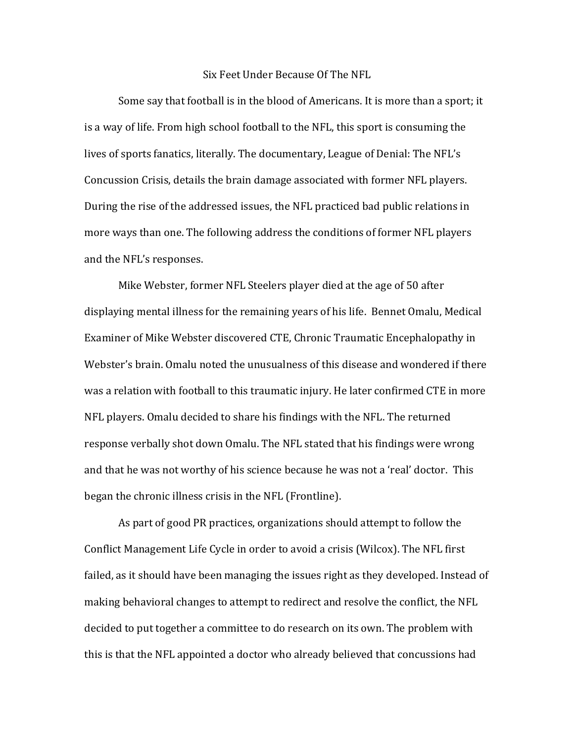# Six Feet Under Because Of The NFL

Some say that football is in the blood of Americans. It is more than a sport; it is a way of life. From high school football to the NFL, this sport is consuming the lives of sports fanatics, literally. The documentary, League of Denial: The NFL's Concussion Crisis, details the brain damage associated with former NFL players. During the rise of the addressed issues, the NFL practiced bad public relations in more ways than one. The following address the conditions of former NFL players and the NFL's responses.

Mike Webster, former NFL Steelers player died at the age of 50 after displaying mental illness for the remaining years of his life. Bennet Omalu, Medical Examiner of Mike Webster discovered CTE, Chronic Traumatic Encephalopathy in Webster's brain. Omalu noted the unusualness of this disease and wondered if there was a relation with football to this traumatic injury. He later confirmed CTE in more NFL players. Omalu decided to share his findings with the NFL. The returned response verbally shot down Omalu. The NFL stated that his findings were wrong and that he was not worthy of his science because he was not a 'real' doctor. This began the chronic illness crisis in the NFL (Frontline).

As part of good PR practices, organizations should attempt to follow the Conflict Management Life Cycle in order to avoid a crisis (Wilcox). The NFL first failed, as it should have been managing the issues right as they developed. Instead of making behavioral changes to attempt to redirect and resolve the conflict, the NFL decided to put together a committee to do research on its own. The problem with this is that the NFL appointed a doctor who already believed that concussions had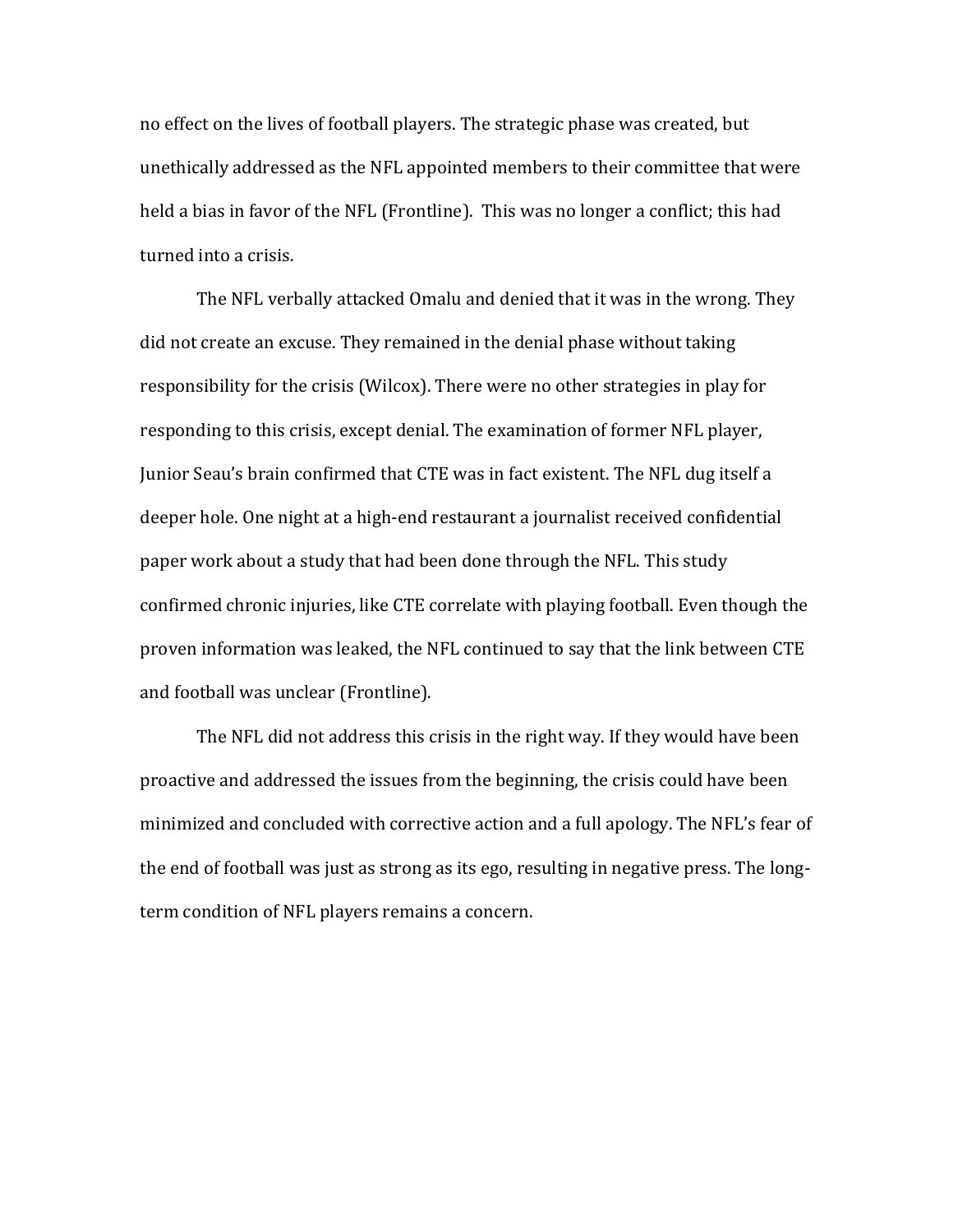no effect on the lives of football players. The strategic phase was created, but unethically addressed as the NFL appointed members to their committee that were held a bias in favor of the NFL (Frontline). This was no longer a conflict; this had turned into a crisis.

The NFL verbally attacked Omalu and denied that it was in the wrong. They did not create an excuse. They remained in the denial phase without taking responsibility for the crisis (Wilcox). There were no other strategies in play for responding to this crisis, except denial. The examination of former NFL player, Junior Seau's brain confirmed that CTE was in fact existent. The NFL dug itself a deeper hole. One night at a high-end restaurant a journalist received confidential paper work about a study that had been done through the NFL. This study confirmed chronic injuries, like CTE correlate with playing football. Even though the proven information was leaked, the NFL continued to say that the link between CTE and football was unclear (Frontline).

The NFL did not address this crisis in the right way. If they would have been proactive and addressed the issues from the beginning, the crisis could have been minimized and concluded with corrective action and a full apology. The NFL's fear of the end of football was just as strong as its ego, resulting in negative press. The long-term condition of NFL players remains a concern.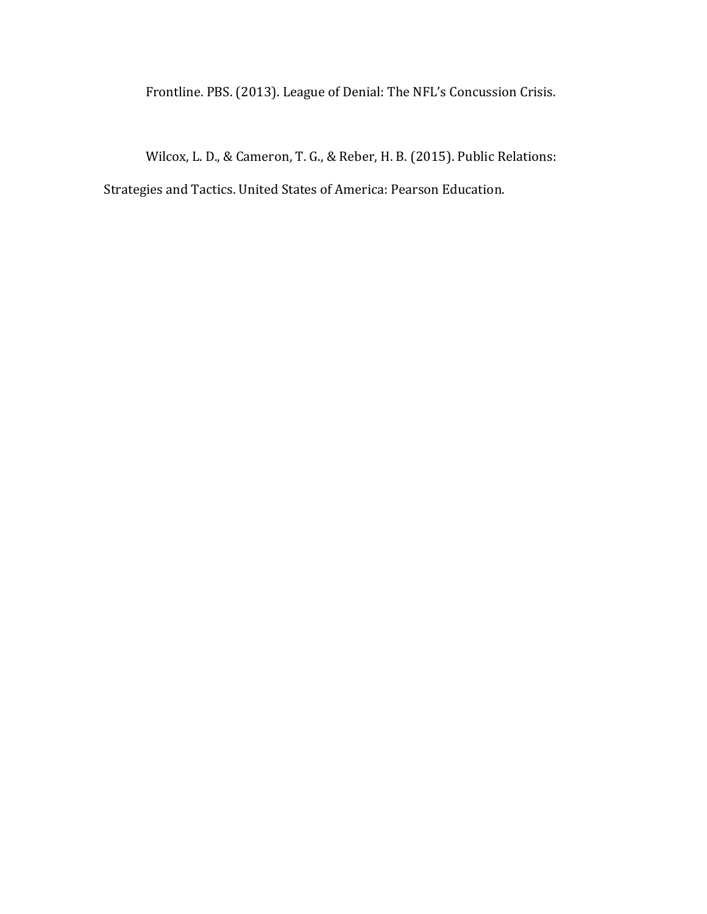Frontline. PBS. (2013). League of Denial: The NFL's Concussion Crisis.

Wilcox, L. D., & Cameron, T. G., & Reber, H. B. (2015). Public Relations: Strategies and Tactics. United States of America: Pearson Education.